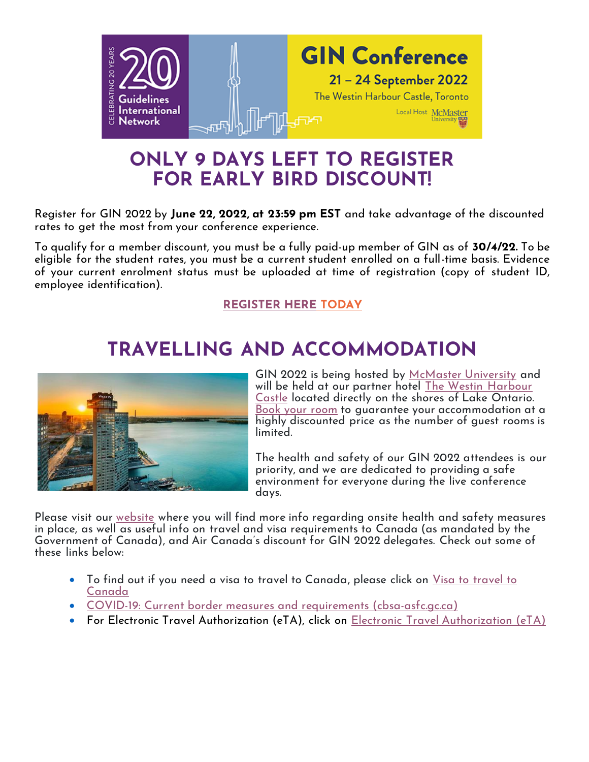# ONLY 9 DAYS LEFT TO REGISTER FOR EARLY BIRD DISCOUNT!

Register for GIN 2022 by **June 22, 2022, at 23:59 pm EST** and take advantage of the discounted rates to get the most from your conference experience.

To qualify for a member discount, you must be a fully paid-up member of GIN as of **30/4/22.** To be eligible for the student rates, you must be a current student enrolled on a full-time basis. Evidence of your current enrolment status must be uploaded at time of registration (copy of student ID, employee identification).

**REGISTER HERE TODAY**

# TRAVELLING AND ACCOMMODATION

GIN 2022 is being hosted by McMaster University and will be held at our partner hotel The Westin Harbour Castle located directly on the shores of Lake Ontario. Book your room to guarantee your accommodation at a highly discounted price as the number of guest rooms is limited.

The health and safety of our GIN 2022 attendees is our priority, and we are dedicated to providing a safe environment for everyone during the live conference days.

Please visit our website where you will find more info regarding onsite health and safety measures in place, as well as useful info on travel and visa requirements to Canada (as mandated by the Government of Canada), and Air Canada's discount for GIN 2022 delegates. Check out some of these links below:

- To find out if you need a visa to travel to Canada, please click on Visa to travel to Canada
- COVID-19: Current border measures and requirements (cbsa-asfc.gc.ca)
- For Electronic Travel Authorization (eTA), click on Electronic Travel Authorization (eTA)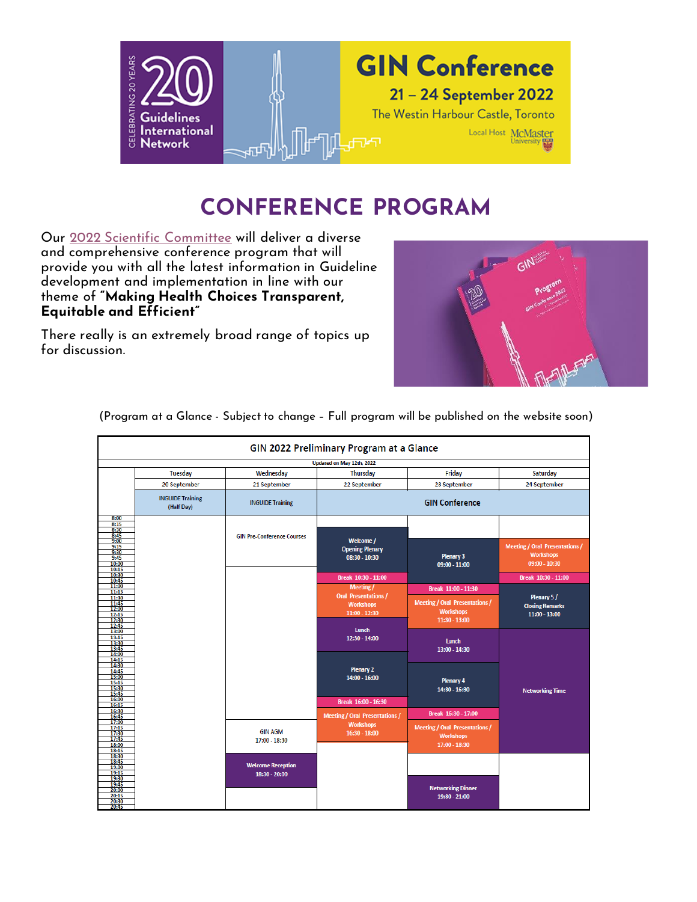GIN Conference

21 – 24 September 2022

The Westin Harbour Castle, Toronto

Local Host McMaster University

Celebrating 20 Years – Guidelines International Network

# CONFERENCE PROGRAM

Our 2022 Scientific Committee will deliver a diverse and comprehensive conference program that will provide you with all the latest information in Guideline development and implementation in line with our theme of "**Making Health Choices Transparent, Equitable and Efficient**"

There really is an extremely broad range of topics up for discussion.

(Program at a Glance - Subject to change – Full program will be published on the website soon)

**GIN 2022 Preliminary Program at a Glance**

Updated on May 12th, 2022

| | Tuesday 20 September | Wednesday 21 September | Thursday 22 September | Friday 23 September | Saturday 24 September |
|---|---|---|---|---|---|
| | INGUIDE Training (Half Day) | INGUIDE Training | GIN Conference | GIN Conference | GIN Conference |
| 8:00 – 10:30 | | GIN Pre-Conference Courses | Welcome / Opening Plenary 08:30 - 10:30 | Plenary 3 09:00 - 11:00 | Meeting / Oral Presentations / Workshops 09:00 - 10:30 |
| 10:30 – 11:00 | | | Break 10:30 - 11:00 | | Break 10:30 - 11:00 |
| 11:00 – 11:30 | | | Meeting / Oral Presentations / Workshops 11:00 - 12:30 | Break 11:00 - 11:30 | Plenary 5 / Closing Remarks 11:00 - 13:00 |
| 11:30 – 13:00 | | | | Meeting / Oral Presentations / Workshops 11:30 - 13:00 | |
| 12:30 – 14:00 | | | Lunch 12:30 - 14:00 | | |
| 13:00 – 14:30 | | | | Lunch 13:00 - 14:30 | Networking Time |
| 14:00 – 16:00 | | | Plenary 2 14:00 - 16:00 | | |
| 14:30 – 16:30 | | | | Plenary 4 14:30 - 16:30 | |
| 16:00 – 16:30 | | | Break 16:00 - 16:30 | | |
| 16:30 – 17:00 | | | Meeting / Oral Presentations / Workshops 16:30 - 18:00 | Break 16:30 - 17:00 | |
| 17:00 – 18:30 | | GIN AGM 17:00 - 18:30 | | Meeting / Oral Presentations / Workshops 17:00 - 18:30 | |
| 18:30 – 20:00 | | Welcome Reception 18:30 - 20:00 | | | |
| 19:30 – 21:00 | | | | Networking Dinner 19:30 - 21:00 | |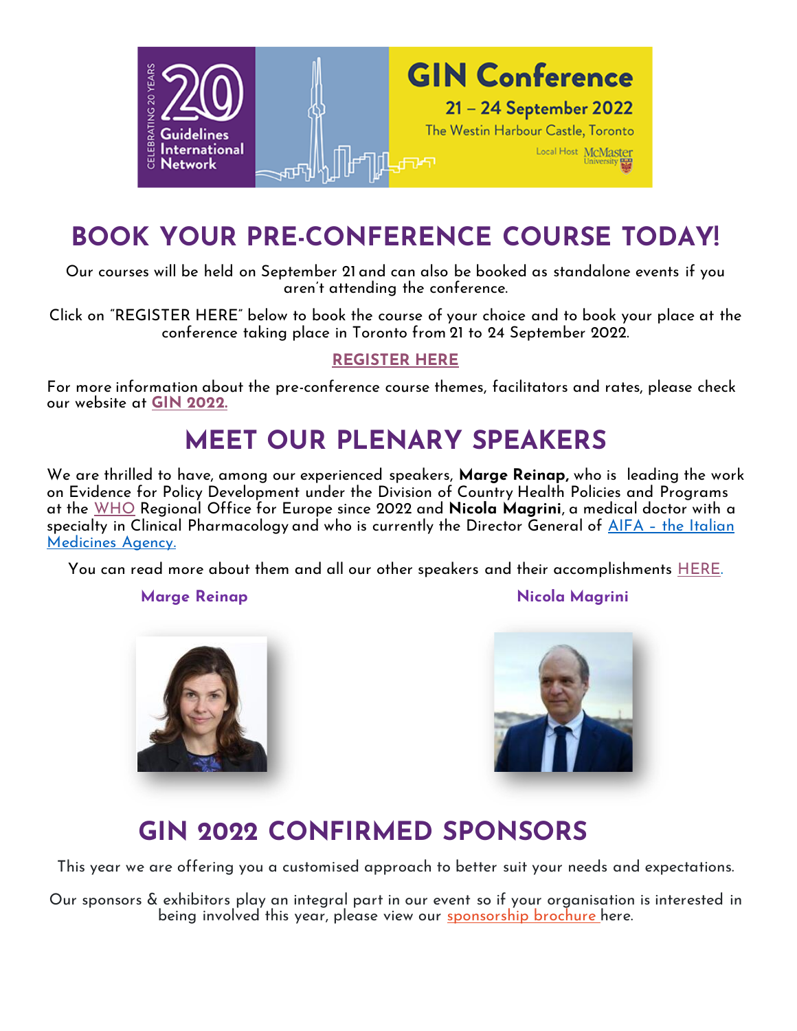GIN Conference

21 – 24 September 2022

The Westin Harbour Castle, Toronto

# BOOK YOUR PRE-CONFERENCE COURSE TODAY!

Our courses will be held on September 21 and can also be booked as standalone events if you aren't attending the conference.

Click on "REGISTER HERE" below to book the course of your choice and to book your place at the conference taking place in Toronto from 21 to 24 September 2022.

**REGISTER HERE**

For more information about the pre-conference course themes, facilitators and rates, please check our website at **GIN 2022.**

# MEET OUR PLENARY SPEAKERS

We are thrilled to have, among our experienced speakers, **Marge Reinap,** who is leading the work on Evidence for Policy Development under the Division of Country Health Policies and Programs at the WHO Regional Office for Europe since 2022 and **Nicola Magrini**, a medical doctor with a specialty in Clinical Pharmacology and who is currently the Director General of AIFA - the Italian Medicines Agency.

You can read more about them and all our other speakers and their accomplishments HERE.

**Marge Reinap**

**Nicola Magrini**

# GIN 2022 CONFIRMED SPONSORS

This year we are offering you a customised approach to better suit your needs and expectations.

Our sponsors & exhibitors play an integral part in our event so if your organisation is interested in being involved this year, please view our sponsorship brochure here.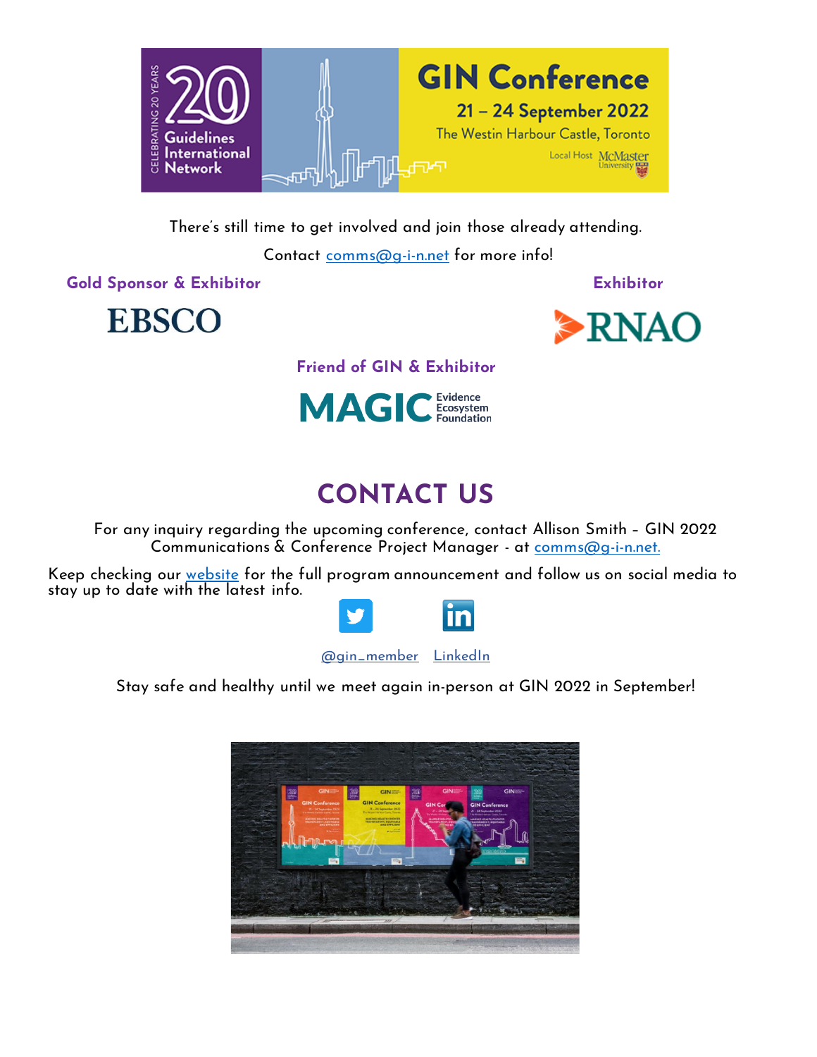There's still time to get involved and join those already attending.

Contact comms@g-i-n.net for more info!

**Gold Sponsor & Exhibitor**

EBSCO

**Exhibitor**

RNAO

**Friend of GIN & Exhibitor**

MAGIC Evidence Ecosystem Foundation

## CONTACT US

For any inquiry regarding the upcoming conference, contact Allison Smith – GIN 2022 Communications & Conference Project Manager - at comms@g-i-n.net.

Keep checking our website for the full program announcement and follow us on social media to stay up to date with the latest info.

@gin_member LinkedIn

Stay safe and healthy until we meet again in-person at GIN 2022 in September!